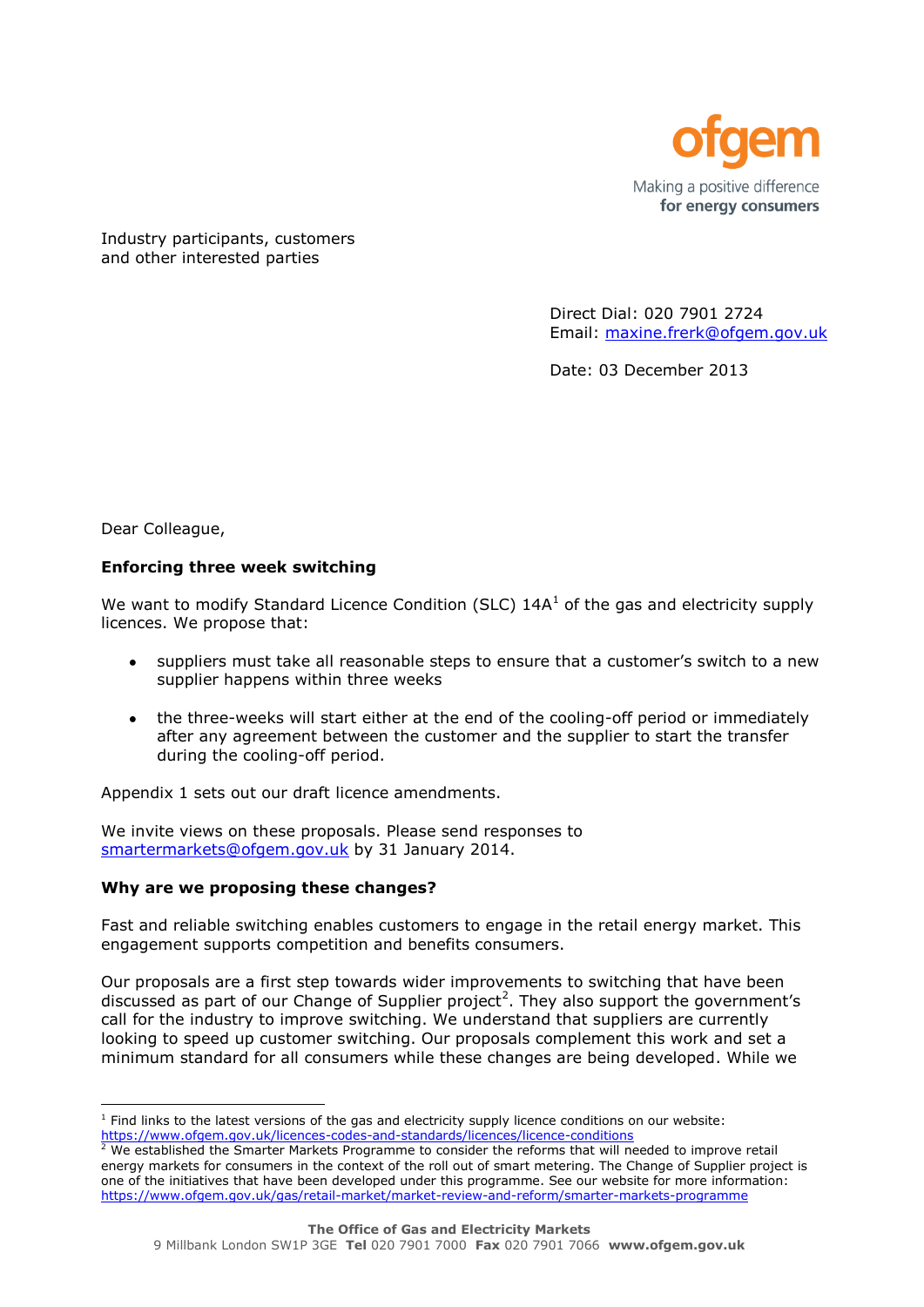Industry participants, customers
and other interested parties

Direct Dial: 020 7901 2724
Email: maxine.frerk@ofgem.gov.uk

Date: 03 December 2013

Dear Colleague,

**Enforcing three week switching**

We want to modify Standard Licence Condition (SLC) 14A[1] of the gas and electricity supply licences. We propose that:

- suppliers must take all reasonable steps to ensure that a customer's switch to a new supplier happens within three weeks
- the three-weeks will start either at the end of the cooling-off period or immediately after any agreement between the customer and the supplier to start the transfer during the cooling-off period.

Appendix 1 sets out our draft licence amendments.

We invite views on these proposals. Please send responses to smartermarkets@ofgem.gov.uk by 31 January 2014.

**Why are we proposing these changes?**

Fast and reliable switching enables customers to engage in the retail energy market. This engagement supports competition and benefits consumers.

Our proposals are a first step towards wider improvements to switching that have been discussed as part of our Change of Supplier project[2]. They also support the government's call for the industry to improve switching. We understand that suppliers are currently looking to speed up customer switching. Our proposals complement this work and set a minimum standard for all consumers while these changes are being developed. While we

[1] Find links to the latest versions of the gas and electricity supply licence conditions on our website: https://www.ofgem.gov.uk/licences-codes-and-standards/licences/licence-conditions

[2] We established the Smarter Markets Programme to consider the reforms that will needed to improve retail energy markets for consumers in the context of the roll out of smart metering. The Change of Supplier project is one of the initiatives that have been developed under this programme. See our website for more information: https://www.ofgem.gov.uk/gas/retail-market/market-review-and-reform/smarter-markets-programme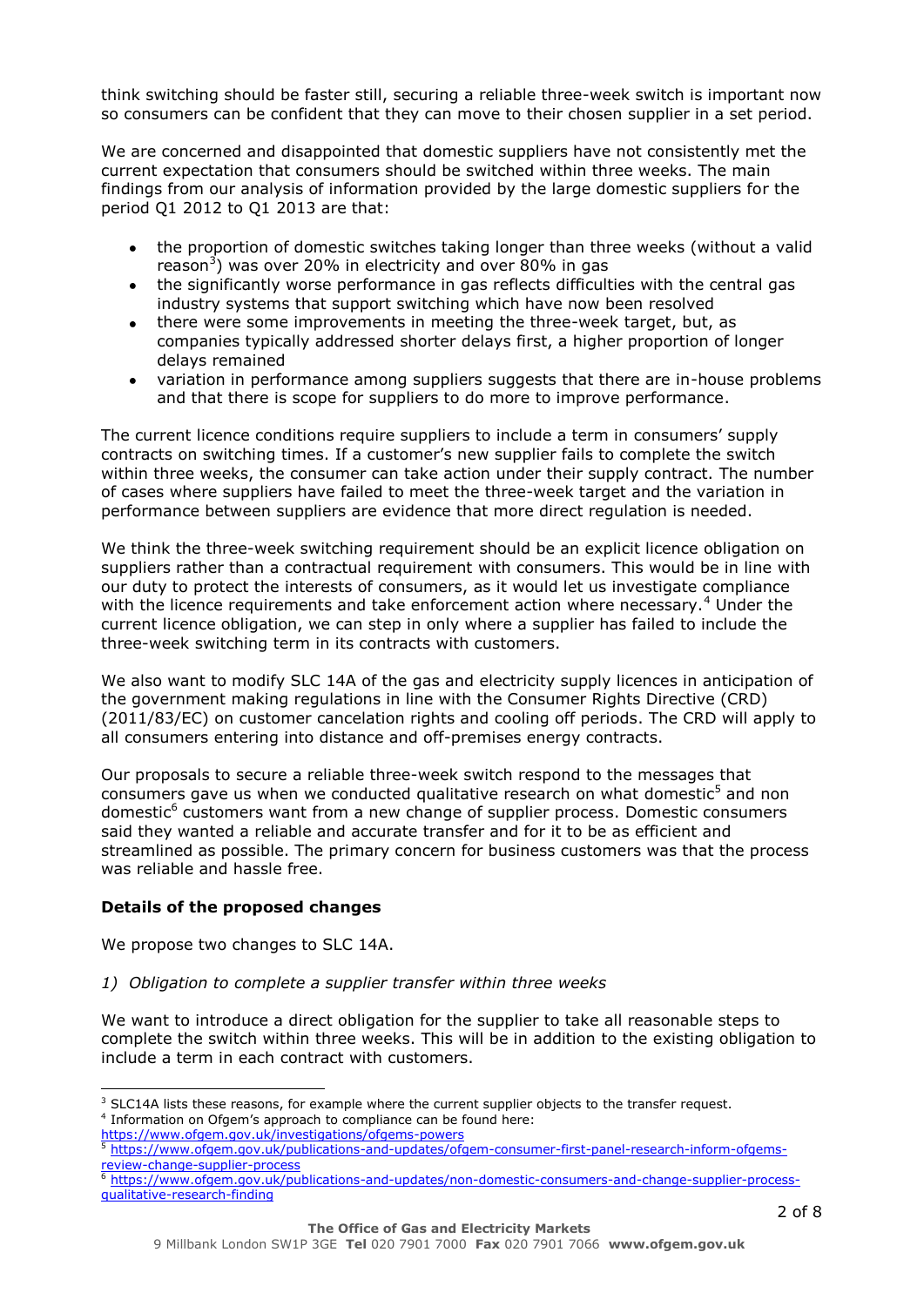think switching should be faster still, securing a reliable three-week switch is important now so consumers can be confident that they can move to their chosen supplier in a set period.

We are concerned and disappointed that domestic suppliers have not consistently met the current expectation that consumers should be switched within three weeks. The main findings from our analysis of information provided by the large domestic suppliers for the period Q1 2012 to Q1 2013 are that:

- the proportion of domestic switches taking longer than three weeks (without a valid reason[3]) was over 20% in electricity and over 80% in gas
- the significantly worse performance in gas reflects difficulties with the central gas industry systems that support switching which have now been resolved
- there were some improvements in meeting the three-week target, but, as companies typically addressed shorter delays first, a higher proportion of longer delays remained
- variation in performance among suppliers suggests that there are in-house problems and that there is scope for suppliers to do more to improve performance.

The current licence conditions require suppliers to include a term in consumers' supply contracts on switching times. If a customer's new supplier fails to complete the switch within three weeks, the consumer can take action under their supply contract. The number of cases where suppliers have failed to meet the three-week target and the variation in performance between suppliers are evidence that more direct regulation is needed.

We think the three-week switching requirement should be an explicit licence obligation on suppliers rather than a contractual requirement with consumers. This would be in line with our duty to protect the interests of consumers, as it would let us investigate compliance with the licence requirements and take enforcement action where necessary.[4] Under the current licence obligation, we can step in only where a supplier has failed to include the three-week switching term in its contracts with customers.

We also want to modify SLC 14A of the gas and electricity supply licences in anticipation of the government making regulations in line with the Consumer Rights Directive (CRD) (2011/83/EC) on customer cancelation rights and cooling off periods. The CRD will apply to all consumers entering into distance and off-premises energy contracts.

Our proposals to secure a reliable three-week switch respond to the messages that consumers gave us when we conducted qualitative research on what domestic[5] and non domestic[6] customers want from a new change of supplier process. Domestic consumers said they wanted a reliable and accurate transfer and for it to be as efficient and streamlined as possible. The primary concern for business customers was that the process was reliable and hassle free.

**Details of the proposed changes**

We propose two changes to SLC 14A.

*1) Obligation to complete a supplier transfer within three weeks*

We want to introduce a direct obligation for the supplier to take all reasonable steps to complete the switch within three weeks. This will be in addition to the existing obligation to include a term in each contract with customers.

---

[3] SLC14A lists these reasons, for example where the current supplier objects to the transfer request.

[4] Information on Ofgem's approach to compliance can be found here: https://www.ofgem.gov.uk/investigations/ofgems-powers

[5] https://www.ofgem.gov.uk/publications-and-updates/ofgem-consumer-first-panel-research-inform-ofgems-review-change-supplier-process

[6] https://www.ofgem.gov.uk/publications-and-updates/non-domestic-consumers-and-change-supplier-process-qualitative-research-finding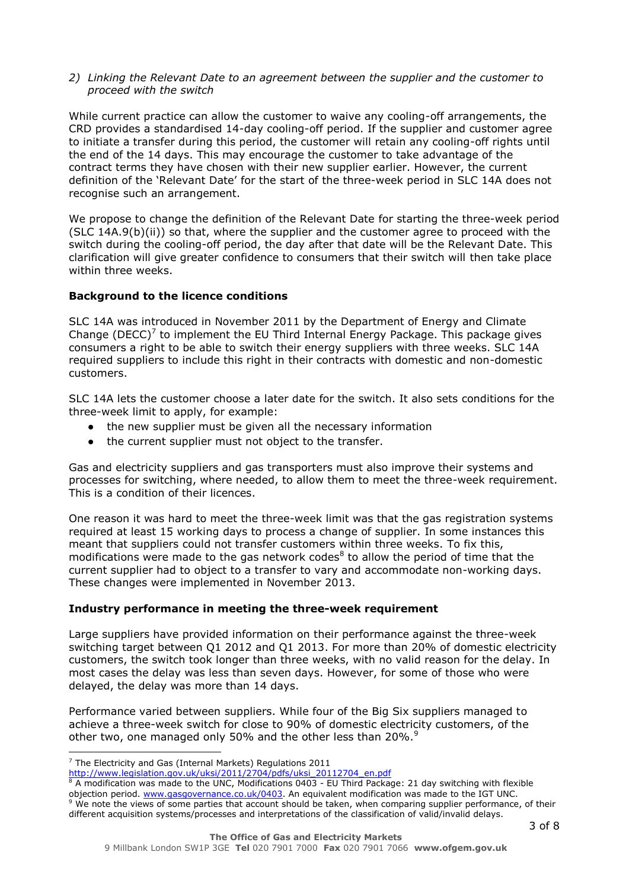*2) Linking the Relevant Date to an agreement between the supplier and the customer to proceed with the switch*

While current practice can allow the customer to waive any cooling-off arrangements, the CRD provides a standardised 14-day cooling-off period. If the supplier and customer agree to initiate a transfer during this period, the customer will retain any cooling-off rights until the end of the 14 days. This may encourage the customer to take advantage of the contract terms they have chosen with their new supplier earlier. However, the current definition of the 'Relevant Date' for the start of the three-week period in SLC 14A does not recognise such an arrangement.

We propose to change the definition of the Relevant Date for starting the three-week period (SLC 14A.9(b)(ii)) so that, where the supplier and the customer agree to proceed with the switch during the cooling-off period, the day after that date will be the Relevant Date. This clarification will give greater confidence to consumers that their switch will then take place within three weeks.

**Background to the licence conditions**

SLC 14A was introduced in November 2011 by the Department of Energy and Climate Change (DECC)[7] to implement the EU Third Internal Energy Package. This package gives consumers a right to be able to switch their energy suppliers with three weeks. SLC 14A required suppliers to include this right in their contracts with domestic and non-domestic customers.

SLC 14A lets the customer choose a later date for the switch. It also sets conditions for the three-week limit to apply, for example:

- the new supplier must be given all the necessary information
- the current supplier must not object to the transfer.

Gas and electricity suppliers and gas transporters must also improve their systems and processes for switching, where needed, to allow them to meet the three-week requirement. This is a condition of their licences.

One reason it was hard to meet the three-week limit was that the gas registration systems required at least 15 working days to process a change of supplier. In some instances this meant that suppliers could not transfer customers within three weeks. To fix this, modifications were made to the gas network codes[8] to allow the period of time that the current supplier had to object to a transfer to vary and accommodate non-working days. These changes were implemented in November 2013.

**Industry performance in meeting the three-week requirement**

Large suppliers have provided information on their performance against the three-week switching target between Q1 2012 and Q1 2013. For more than 20% of domestic electricity customers, the switch took longer than three weeks, with no valid reason for the delay. In most cases the delay was less than seven days. However, for some of those who were delayed, the delay was more than 14 days.

Performance varied between suppliers. While four of the Big Six suppliers managed to achieve a three-week switch for close to 90% of domestic electricity customers, of the other two, one managed only 50% and the other less than 20%.[9]

---

[7] The Electricity and Gas (Internal Markets) Regulations 2011 http://www.legislation.gov.uk/uksi/2011/2704/pdfs/uksi_20112704_en.pdf

[8] A modification was made to the UNC, Modifications 0403 - EU Third Package: 21 day switching with flexible objection period. www.gasgovernance.co.uk/0403. An equivalent modification was made to the IGT UNC.

[9] We note the views of some parties that account should be taken, when comparing supplier performance, of their different acquisition systems/processes and interpretations of the classification of valid/invalid delays.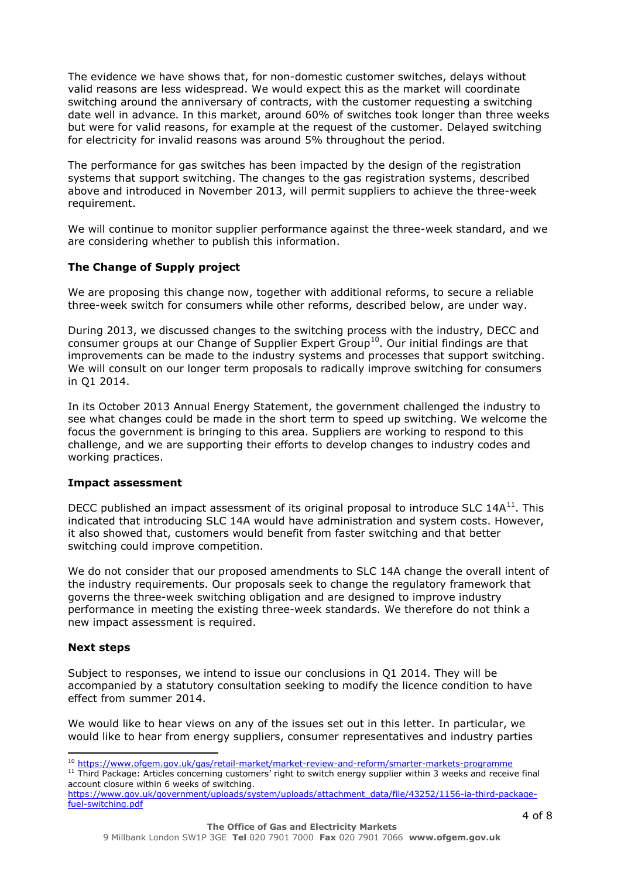The evidence we have shows that, for non-domestic customer switches, delays without valid reasons are less widespread. We would expect this as the market will coordinate switching around the anniversary of contracts, with the customer requesting a switching date well in advance. In this market, around 60% of switches took longer than three weeks but were for valid reasons, for example at the request of the customer. Delayed switching for electricity for invalid reasons was around 5% throughout the period.

The performance for gas switches has been impacted by the design of the registration systems that support switching. The changes to the gas registration systems, described above and introduced in November 2013, will permit suppliers to achieve the three-week requirement.

We will continue to monitor supplier performance against the three-week standard, and we are considering whether to publish this information.

**The Change of Supply project**

We are proposing this change now, together with additional reforms, to secure a reliable three-week switch for consumers while other reforms, described below, are under way.

During 2013, we discussed changes to the switching process with the industry, DECC and consumer groups at our Change of Supplier Expert Group[10]. Our initial findings are that improvements can be made to the industry systems and processes that support switching. We will consult on our longer term proposals to radically improve switching for consumers in Q1 2014.

In its October 2013 Annual Energy Statement, the government challenged the industry to see what changes could be made in the short term to speed up switching. We welcome the focus the government is bringing to this area. Suppliers are working to respond to this challenge, and we are supporting their efforts to develop changes to industry codes and working practices.

**Impact assessment**

DECC published an impact assessment of its original proposal to introduce SLC 14A[11]. This indicated that introducing SLC 14A would have administration and system costs. However, it also showed that, customers would benefit from faster switching and that better switching could improve competition.

We do not consider that our proposed amendments to SLC 14A change the overall intent of the industry requirements. Our proposals seek to change the regulatory framework that governs the three-week switching obligation and are designed to improve industry performance in meeting the existing three-week standards. We therefore do not think a new impact assessment is required.

**Next steps**

Subject to responses, we intend to issue our conclusions in Q1 2014. They will be accompanied by a statutory consultation seeking to modify the licence condition to have effect from summer 2014.

We would like to hear views on any of the issues set out in this letter. In particular, we would like to hear from energy suppliers, consumer representatives and industry parties

---

[10] https://www.ofgem.gov.uk/gas/retail-market/market-review-and-reform/smarter-markets-programme

[11] Third Package: Articles concerning customers' right to switch energy supplier within 3 weeks and receive final account closure within 6 weeks of switching. https://www.gov.uk/government/uploads/system/uploads/attachment_data/file/43252/1156-ia-third-package-fuel-switching.pdf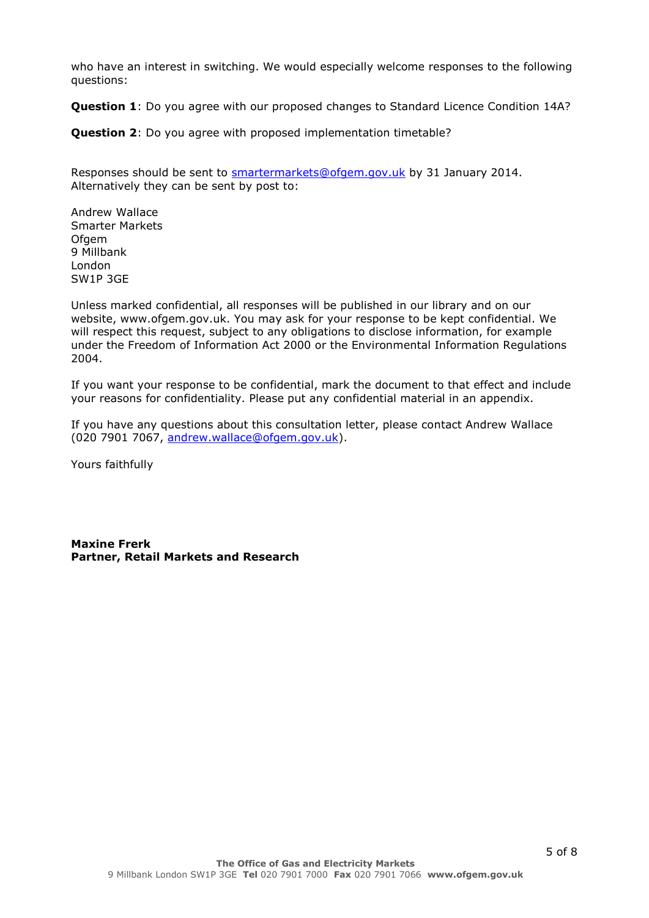who have an interest in switching. We would especially welcome responses to the following questions:

**Question 1**: Do you agree with our proposed changes to Standard Licence Condition 14A?

**Question 2**: Do you agree with proposed implementation timetable?

Responses should be sent to smartermarkets@ofgem.gov.uk by 31 January 2014. Alternatively they can be sent by post to:

Andrew Wallace  
Smarter Markets  
Ofgem  
9 Millbank  
London  
SW1P 3GE

Unless marked confidential, all responses will be published in our library and on our website, www.ofgem.gov.uk. You may ask for your response to be kept confidential. We will respect this request, subject to any obligations to disclose information, for example under the Freedom of Information Act 2000 or the Environmental Information Regulations 2004.

If you want your response to be confidential, mark the document to that effect and include your reasons for confidentiality. Please put any confidential material in an appendix.

If you have any questions about this consultation letter, please contact Andrew Wallace (020 7901 7067, andrew.wallace@ofgem.gov.uk).

Yours faithfully

**Maxine Frerk**  
**Partner, Retail Markets and Research**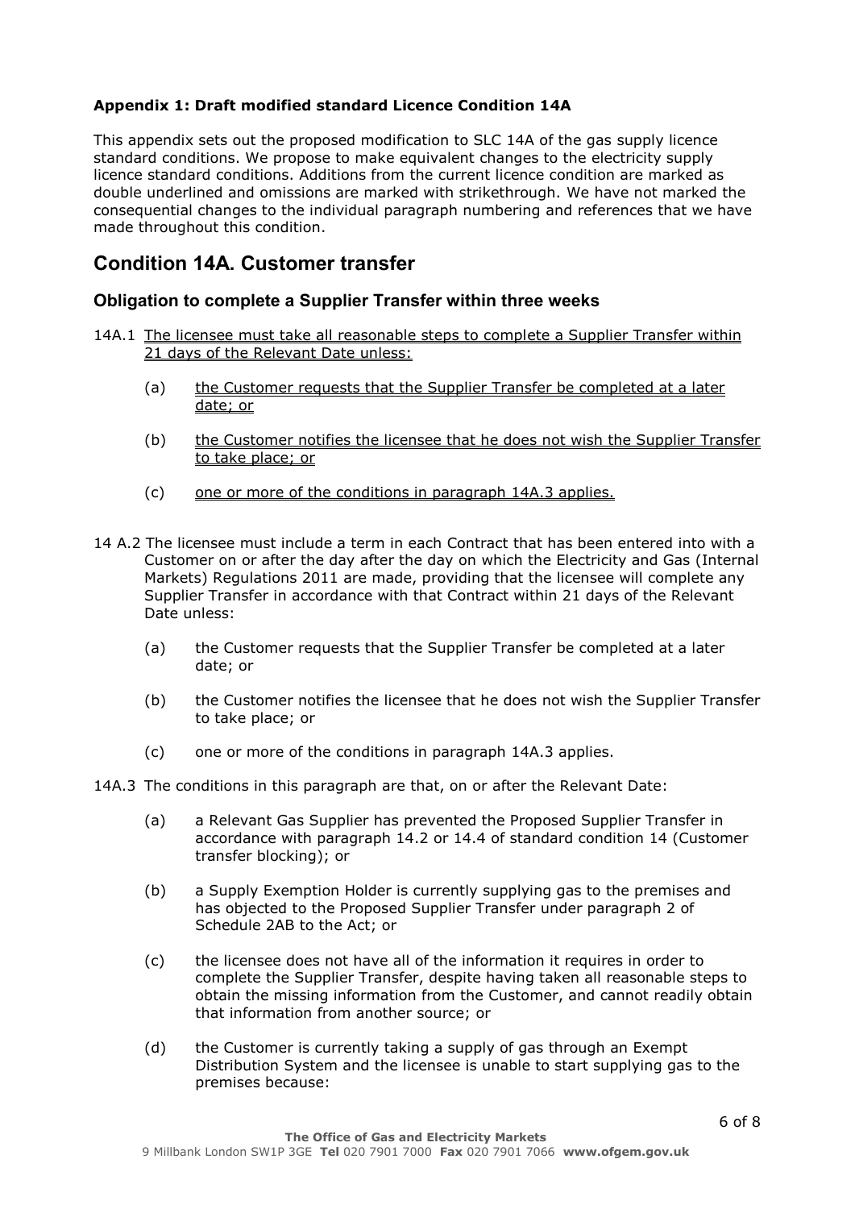**Appendix 1: Draft modified standard Licence Condition 14A**

This appendix sets out the proposed modification to SLC 14A of the gas supply licence standard conditions. We propose to make equivalent changes to the electricity supply licence standard conditions. Additions from the current licence condition are marked as double underlined and omissions are marked with strikethrough. We have not marked the consequential changes to the individual paragraph numbering and references that we have made throughout this condition.

## Condition 14A. Customer transfer

### Obligation to complete a Supplier Transfer within three weeks

14A.1 The licensee must take all reasonable steps to complete a Supplier Transfer within 21 days of the Relevant Date unless:

- (a) the Customer requests that the Supplier Transfer be completed at a later date; or
- (b) the Customer notifies the licensee that he does not wish the Supplier Transfer to take place; or
- (c) one or more of the conditions in paragraph 14A.3 applies.

14 A.2 The licensee must include a term in each Contract that has been entered into with a Customer on or after the day after the day on which the Electricity and Gas (Internal Markets) Regulations 2011 are made, providing that the licensee will complete any Supplier Transfer in accordance with that Contract within 21 days of the Relevant Date unless:

- (a) the Customer requests that the Supplier Transfer be completed at a later date; or
- (b) the Customer notifies the licensee that he does not wish the Supplier Transfer to take place; or
- (c) one or more of the conditions in paragraph 14A.3 applies.

14A.3 The conditions in this paragraph are that, on or after the Relevant Date:

- (a) a Relevant Gas Supplier has prevented the Proposed Supplier Transfer in accordance with paragraph 14.2 or 14.4 of standard condition 14 (Customer transfer blocking); or
- (b) a Supply Exemption Holder is currently supplying gas to the premises and has objected to the Proposed Supplier Transfer under paragraph 2 of Schedule 2AB to the Act; or
- (c) the licensee does not have all of the information it requires in order to complete the Supplier Transfer, despite having taken all reasonable steps to obtain the missing information from the Customer, and cannot readily obtain that information from another source; or
- (d) the Customer is currently taking a supply of gas through an Exempt Distribution System and the licensee is unable to start supplying gas to the premises because: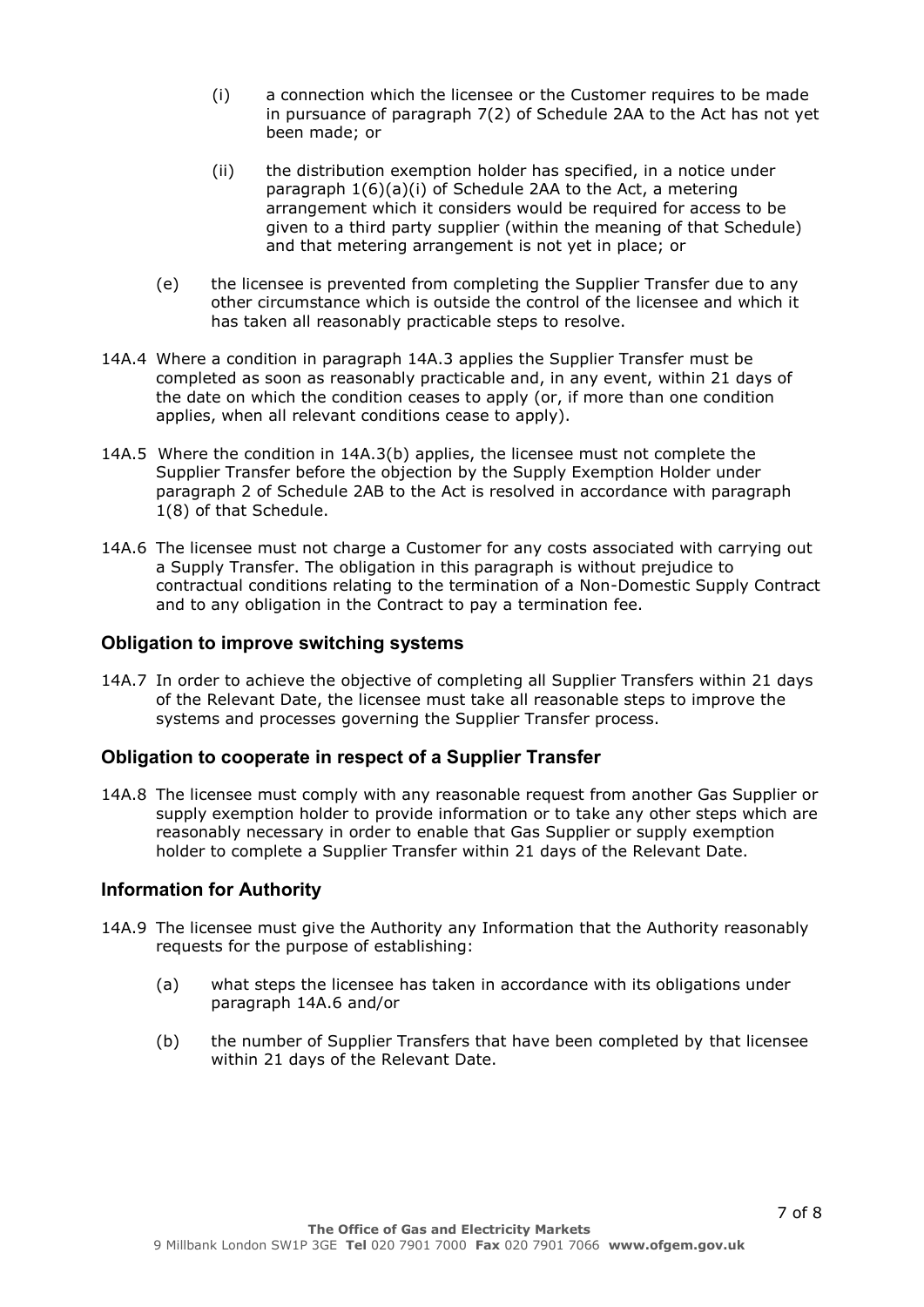(i) a connection which the licensee or the Customer requires to be made in pursuance of paragraph 7(2) of Schedule 2AA to the Act has not yet been made; or

(ii) the distribution exemption holder has specified, in a notice under paragraph 1(6)(a)(i) of Schedule 2AA to the Act, a metering arrangement which it considers would be required for access to be given to a third party supplier (within the meaning of that Schedule) and that metering arrangement is not yet in place; or

(e) the licensee is prevented from completing the Supplier Transfer due to any other circumstance which is outside the control of the licensee and which it has taken all reasonably practicable steps to resolve.

14A.4 Where a condition in paragraph 14A.3 applies the Supplier Transfer must be completed as soon as reasonably practicable and, in any event, within 21 days of the date on which the condition ceases to apply (or, if more than one condition applies, when all relevant conditions cease to apply).

14A.5 Where the condition in 14A.3(b) applies, the licensee must not complete the Supplier Transfer before the objection by the Supply Exemption Holder under paragraph 2 of Schedule 2AB to the Act is resolved in accordance with paragraph 1(8) of that Schedule.

14A.6 The licensee must not charge a Customer for any costs associated with carrying out a Supply Transfer. The obligation in this paragraph is without prejudice to contractual conditions relating to the termination of a Non-Domestic Supply Contract and to any obligation in the Contract to pay a termination fee.

### Obligation to improve switching systems

14A.7 In order to achieve the objective of completing all Supplier Transfers within 21 days of the Relevant Date, the licensee must take all reasonable steps to improve the systems and processes governing the Supplier Transfer process.

### Obligation to cooperate in respect of a Supplier Transfer

14A.8 The licensee must comply with any reasonable request from another Gas Supplier or supply exemption holder to provide information or to take any other steps which are reasonably necessary in order to enable that Gas Supplier or supply exemption holder to complete a Supplier Transfer within 21 days of the Relevant Date.

### Information for Authority

14A.9 The licensee must give the Authority any Information that the Authority reasonably requests for the purpose of establishing:

(a) what steps the licensee has taken in accordance with its obligations under paragraph 14A.6 and/or

(b) the number of Supplier Transfers that have been completed by that licensee within 21 days of the Relevant Date.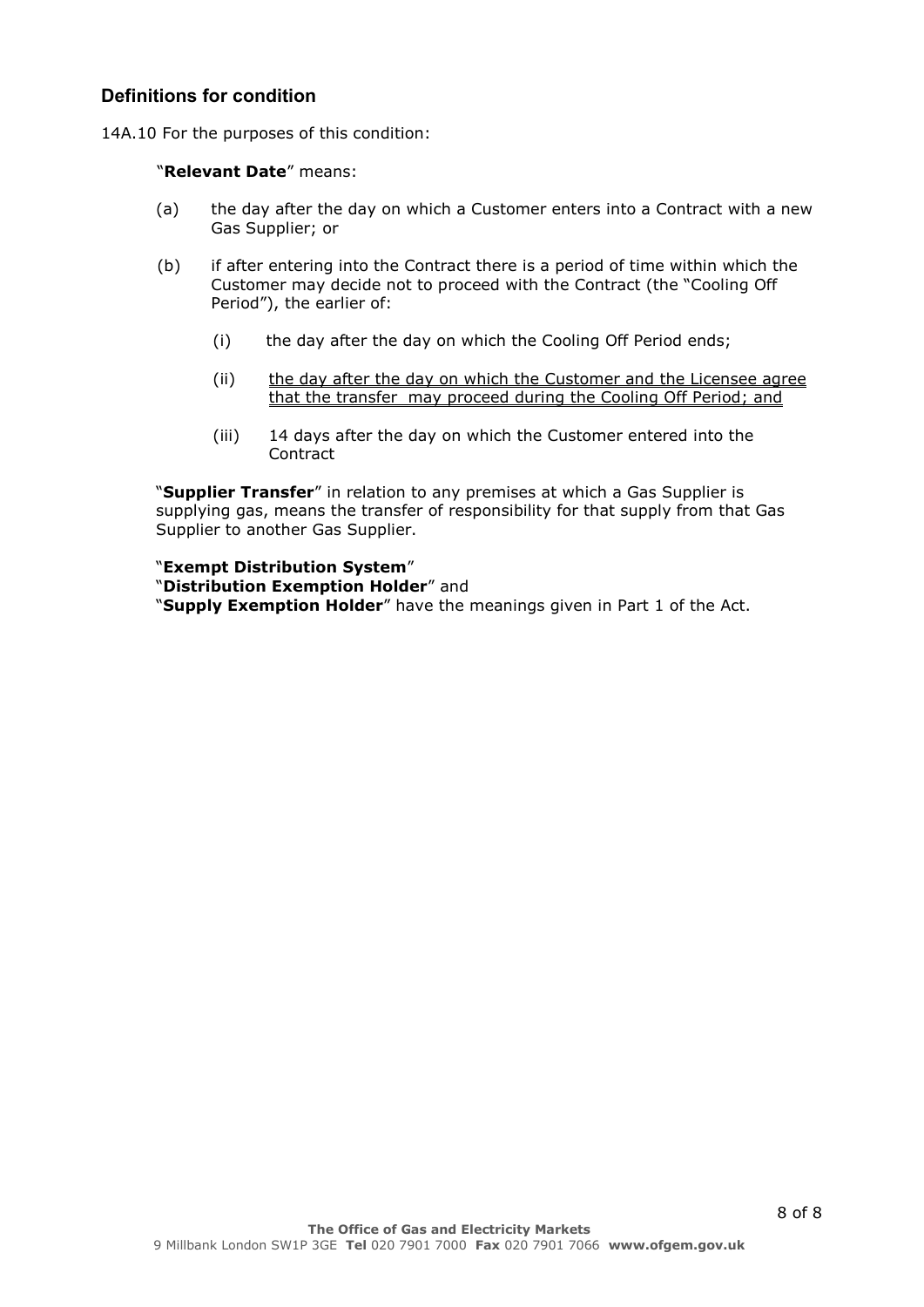## Definitions for condition

14A.10 For the purposes of this condition:

"**Relevant Date**" means:

(a) the day after the day on which a Customer enters into a Contract with a new Gas Supplier; or

(b) if after entering into the Contract there is a period of time within which the Customer may decide not to proceed with the Contract (the "Cooling Off Period"), the earlier of:

(i) the day after the day on which the Cooling Off Period ends;

(ii) the day after the day on which the Customer and the Licensee agree that the transfer may proceed during the Cooling Off Period; and

(iii) 14 days after the day on which the Customer entered into the Contract

"**Supplier Transfer**" in relation to any premises at which a Gas Supplier is supplying gas, means the transfer of responsibility for that supply from that Gas Supplier to another Gas Supplier.

"**Exempt Distribution System**"
"**Distribution Exemption Holder**" and
"**Supply Exemption Holder**" have the meanings given in Part 1 of the Act.